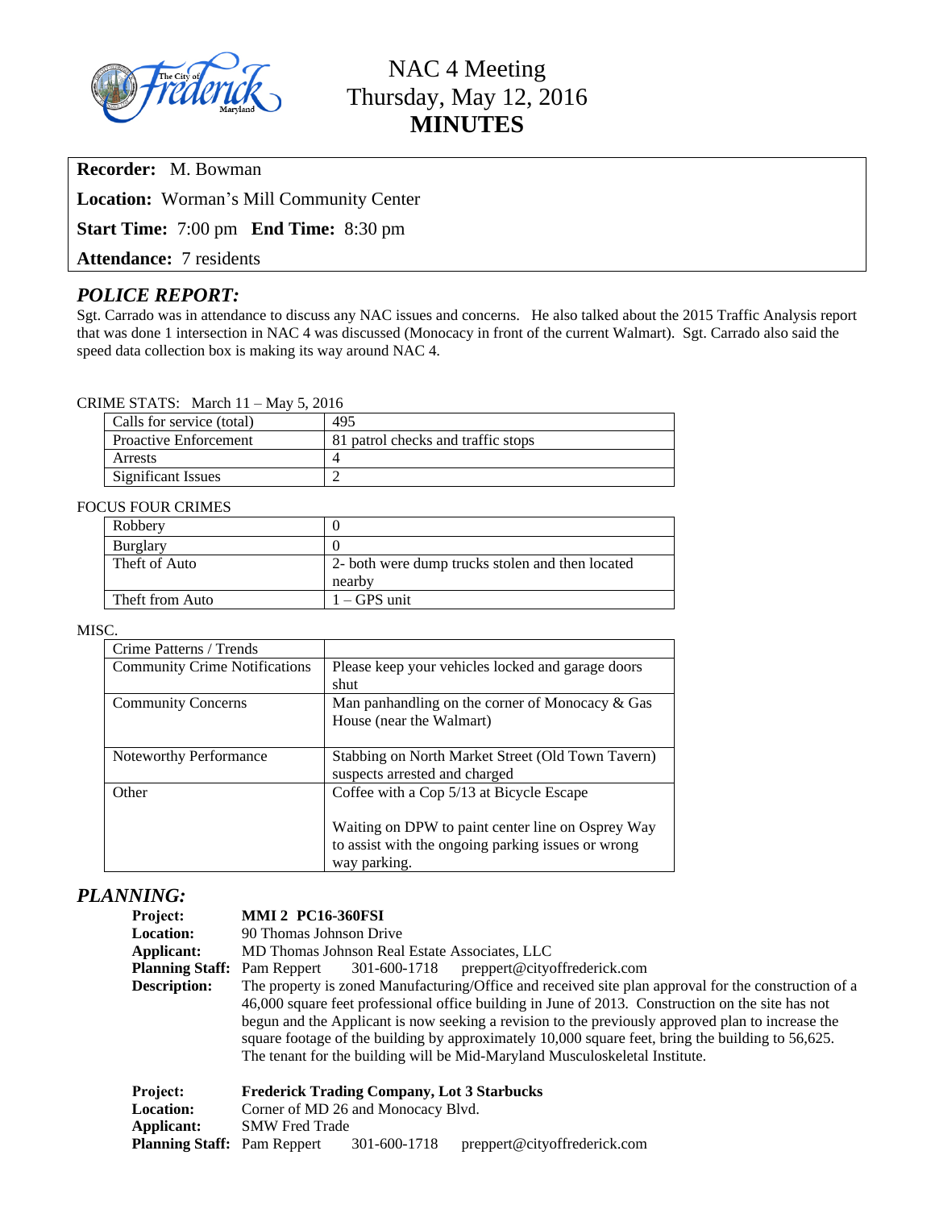# NAC 4 Meeting
## Thursday, May 12, 2016
## MINUTES

**Recorder:** M. Bowman

**Location:** Worman's Mill Community Center

**Start Time:** 7:00 pm **End Time:** 8:30 pm

**Attendance:** 7 residents

## *POLICE REPORT:*

Sgt. Carrado was in attendance to discuss any NAC issues and concerns. He also talked about the 2015 Traffic Analysis report that was done 1 intersection in NAC 4 was discussed (Monocacy in front of the current Walmart). Sgt. Carrado also said the speed data collection box is making its way around NAC 4.

CRIME STATS: March 11 – May 5, 2016

| Calls for service (total) | 495 |
|---|---|
| Proactive Enforcement | 81 patrol checks and traffic stops |
| Arrests | 4 |
| Significant Issues | 2 |

FOCUS FOUR CRIMES

| Robbery | 0 |
|---|---|
| Burglary | 0 |
| Theft of Auto | 2- both were dump trucks stolen and then located nearby |
| Theft from Auto | 1 – GPS unit |

MISC.

| Crime Patterns / Trends | |
|---|---|
| Community Crime Notifications | Please keep your vehicles locked and garage doors shut |
| Community Concerns | Man panhandling on the corner of Monocacy & Gas House (near the Walmart) |
| Noteworthy Performance | Stabbing on North Market Street (Old Town Tavern) suspects arrested and charged |
| Other | Coffee with a Cop 5/13 at Bicycle Escape<br><br>Waiting on DPW to paint center line on Osprey Way to assist with the ongoing parking issues or wrong way parking. |

## *PLANNING:*

**Project:** **MMI 2 PC16-360FSI**
**Location:** 90 Thomas Johnson Drive
**Applicant:** MD Thomas Johnson Real Estate Associates, LLC
**Planning Staff:** Pam Reppert 301-600-1718 preppert@cityoffrederick.com
**Description:** The property is zoned Manufacturing/Office and received site plan approval for the construction of a 46,000 square feet professional office building in June of 2013. Construction on the site has not begun and the Applicant is now seeking a revision to the previously approved plan to increase the square footage of the building by approximately 10,000 square feet, bring the building to 56,625. The tenant for the building will be Mid-Maryland Musculoskeletal Institute.

**Project:** **Frederick Trading Company, Lot 3 Starbucks**
**Location:** Corner of MD 26 and Monocacy Blvd.
**Applicant:** SMW Fred Trade
**Planning Staff:** Pam Reppert 301-600-1718 preppert@cityoffrederick.com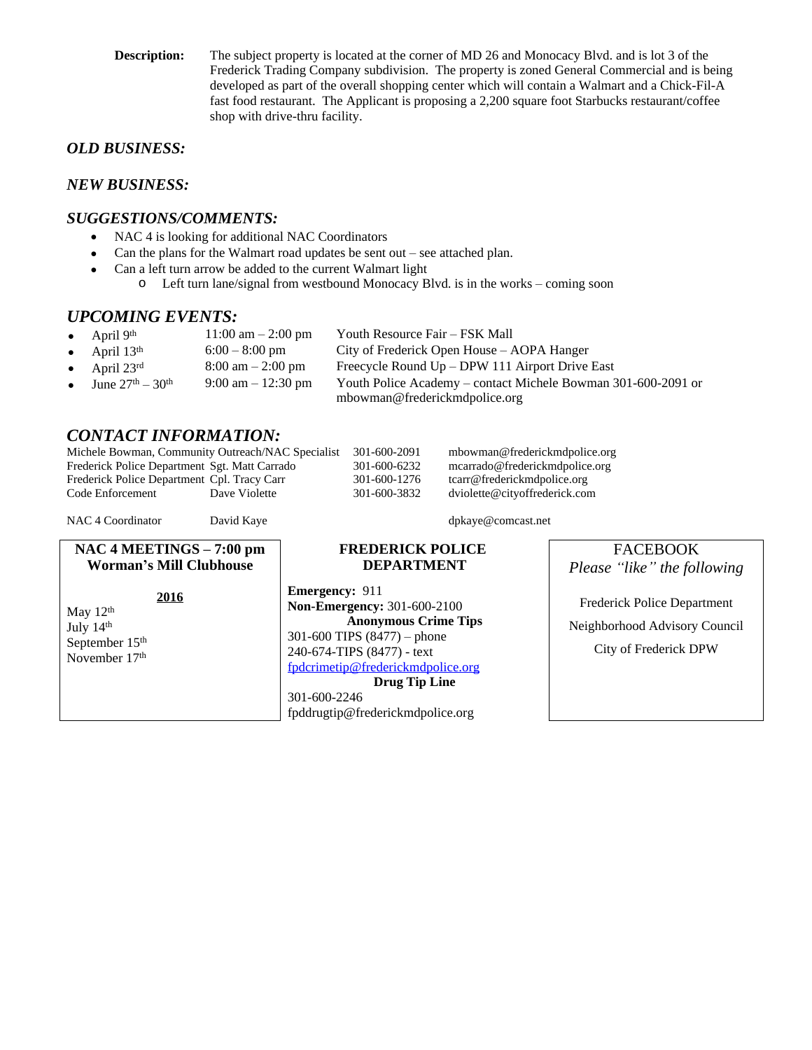**Description:** The subject property is located at the corner of MD 26 and Monocacy Blvd. and is lot 3 of the Frederick Trading Company subdivision. The property is zoned General Commercial and is being developed as part of the overall shopping center which will contain a Walmart and a Chick-Fil-A fast food restaurant. The Applicant is proposing a 2,200 square foot Starbucks restaurant/coffee shop with drive-thru facility.

## *OLD BUSINESS:*

## *NEW BUSINESS:*

## *SUGGESTIONS/COMMENTS:*

- NAC 4 is looking for additional NAC Coordinators
- Can the plans for the Walmart road updates be sent out – see attached plan.
- Can a left turn arrow be added to the current Walmart light
  - Left turn lane/signal from westbound Monocacy Blvd. is in the works – coming soon

## *UPCOMING EVENTS:*

| | | |
|---|---|---|
| April 9th | 11:00 am – 2:00 pm | Youth Resource Fair – FSK Mall |
| April 13th | 6:00 – 8:00 pm | City of Frederick Open House – AOPA Hanger |
| April 23rd | 8:00 am – 2:00 pm | Freecycle Round Up – DPW 111 Airport Drive East |
| June 27th – 30th | 9:00 am – 12:30 pm | Youth Police Academy – contact Michele Bowman 301-600-2091 or mbowman@frederickmdpolice.org |

## *CONTACT INFORMATION:*

| | | | |
|---|---|---|---|
| Michele Bowman, Community Outreach/NAC Specialist | | 301-600-2091 | mbowman@frederickmdpolice.org |
| Frederick Police Department | Sgt. Matt Carrado | 301-600-6232 | mcarrado@frederickmdpolice.org |
| Frederick Police Department | Cpl. Tracy Carr | 301-600-1276 | tcarr@frederickmdpolice.org |
| Code Enforcement | Dave Violette | 301-600-3832 | dviolette@cityoffrederick.com |
| NAC 4 Coordinator | David Kaye | | dpkaye@comcast.net |

**NAC 4 MEETINGS – 7:00 pm**
**Worman's Mill Clubhouse**

**2016**

May 12th
July 14th
September 15th
November 17th

**FREDERICK POLICE DEPARTMENT**

**Emergency:** 911
**Non-Emergency:** 301-600-2100
**Anonymous Crime Tips**
301-600 TIPS (8477) – phone
240-674-TIPS (8477) - text
fpdcrimetip@frederickmdpolice.org
**Drug Tip Line**
301-600-2246
fpddrugtip@frederickmdpolice.org

FACEBOOK
*Please "like" the following*

Frederick Police Department
Neighborhood Advisory Council
City of Frederick DPW